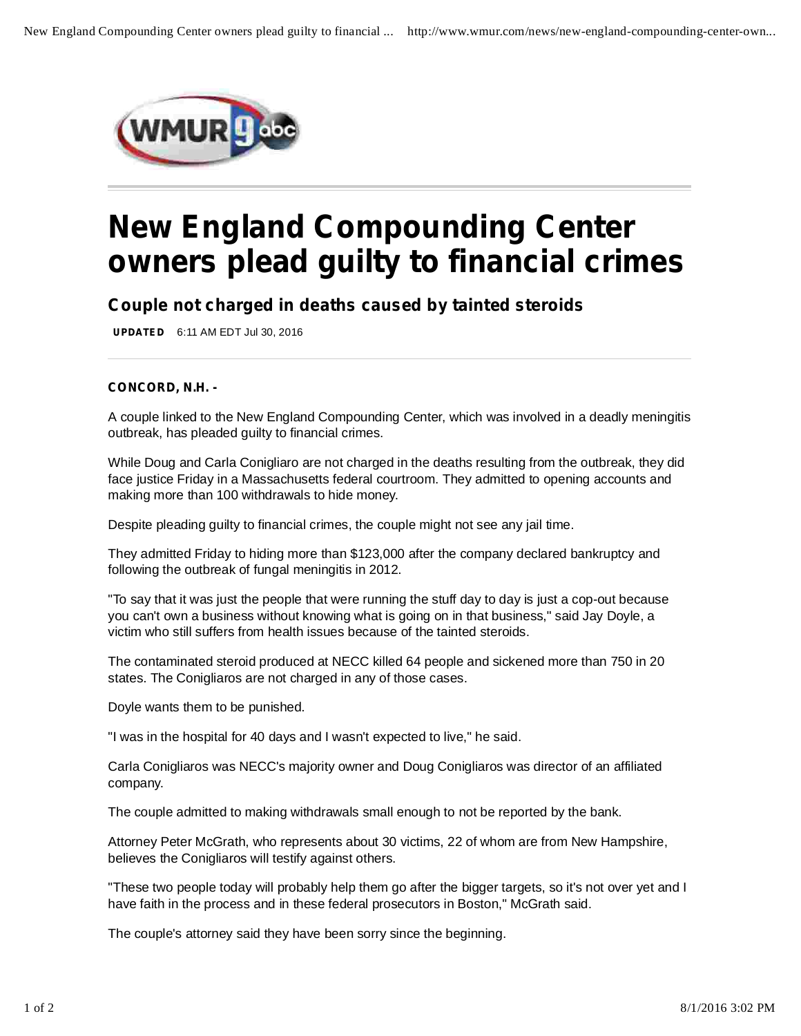# New England Compounding Center owners plead guilty to financial crimes

## Couple not charged in deaths caused by tainted steroids

**UPDATED** 6:11 AM EDT Jul 30, 2016

**CONCORD, N.H. -**

A couple linked to the New England Compounding Center, which was involved in a deadly meningitis outbreak, has pleaded guilty to financial crimes.

While Doug and Carla Conigliaro are not charged in the deaths resulting from the outbreak, they did face justice Friday in a Massachusetts federal courtroom. They admitted to opening accounts and making more than 100 withdrawals to hide money.

Despite pleading guilty to financial crimes, the couple might not see any jail time.

They admitted Friday to hiding more than $123,000 after the company declared bankruptcy and following the outbreak of fungal meningitis in 2012.

"To say that it was just the people that were running the stuff day to day is just a cop-out because you can't own a business without knowing what is going on in that business," said Jay Doyle, a victim who still suffers from health issues because of the tainted steroids.

The contaminated steroid produced at NECC killed 64 people and sickened more than 750 in 20 states. The Conigliaros are not charged in any of those cases.

Doyle wants them to be punished.

"I was in the hospital for 40 days and I wasn't expected to live," he said.

Carla Conigliaros was NECC's majority owner and Doug Conigliaros was director of an affiliated company.

The couple admitted to making withdrawals small enough to not be reported by the bank.

Attorney Peter McGrath, who represents about 30 victims, 22 of whom are from New Hampshire, believes the Conigliaros will testify against others.

"These two people today will probably help them go after the bigger targets, so it's not over yet and I have faith in the process and in these federal prosecutors in Boston," McGrath said.

The couple's attorney said they have been sorry since the beginning.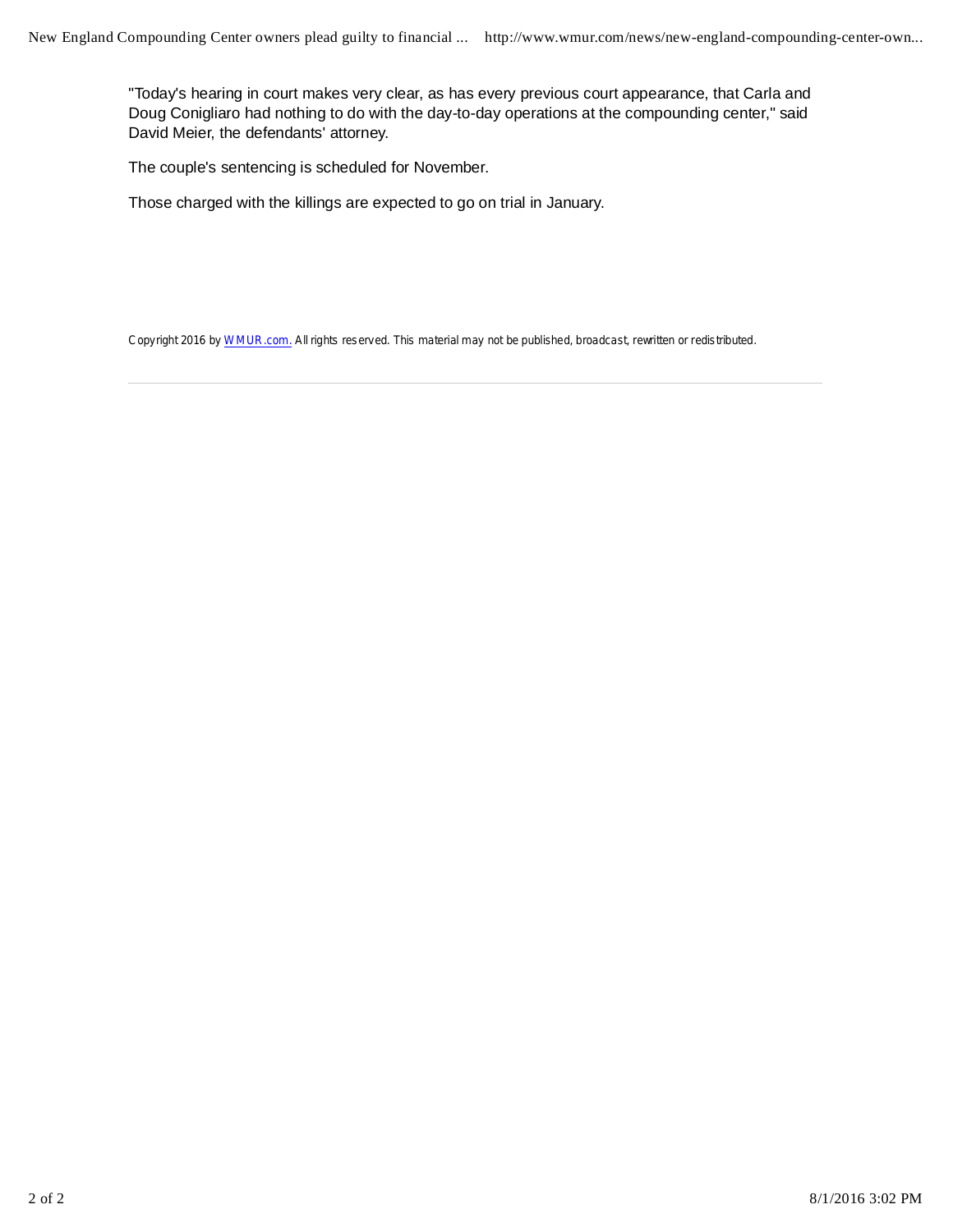"Today's hearing in court makes very clear, as has every previous court appearance, that Carla and Doug Conigliaro had nothing to do with the day-to-day operations at the compounding center," said David Meier, the defendants' attorney.

The couple's sentencing is scheduled for November.

Those charged with the killings are expected to go on trial in January.

Copyright 2016 by WMUR.com. All rights reserved. This material may not be published, broadcast, rewritten or redistributed.